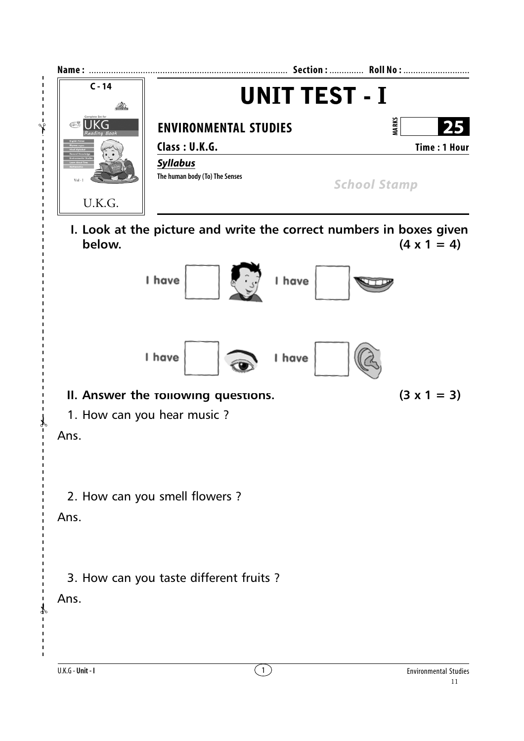Name : ................................................................................ Section : ............. Roll No : ...........................

C - 14

UKG
Reading Book

U.K.G.

# UNIT TEST - I

## ENVIRONMENTAL STUDIES

MARKS 25

**Class : U.K.G.** **Time : 1 Hour**

***Syllabus***

**The human body (To) The Senses**

*School Stamp*

**I. Look at the picture and write the correct numbers in boxes given below.** **(4 x 1 = 4)**

I have [ ]   I have [ ]

I have [ ]   I have [ ]

**II. Answer the following questions.** **(3 x 1 = 3)**

1. How can you hear music ?

Ans.

2. How can you smell flowers ?

Ans.

3. How can you taste different fruits ?

Ans.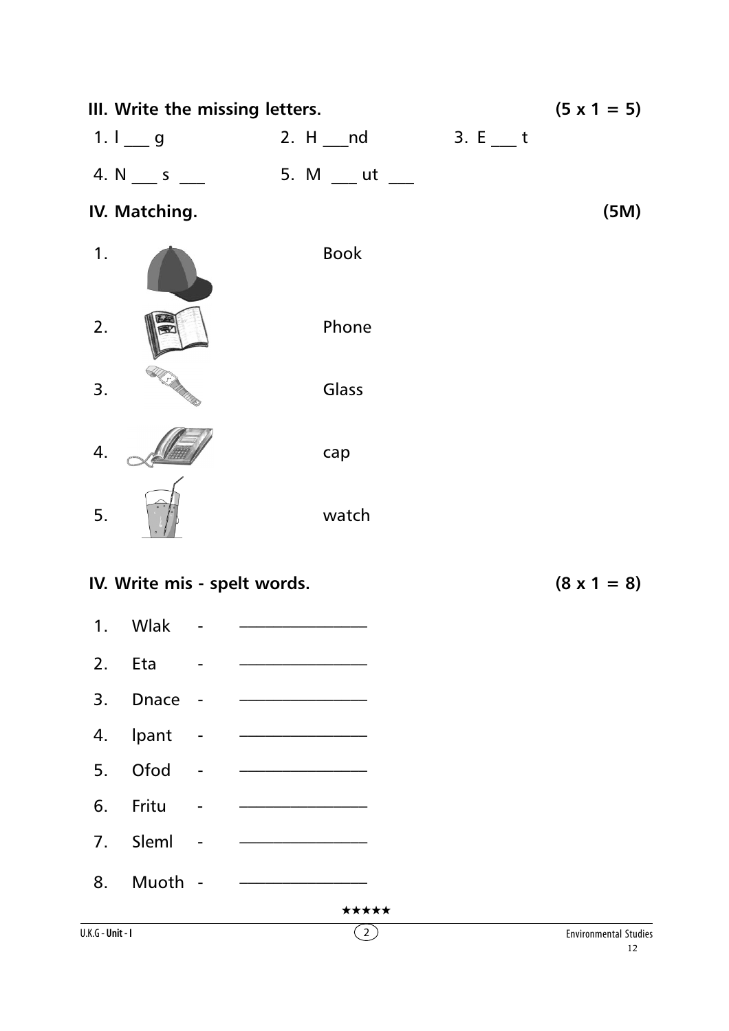## III. Write the missing letters. (5 x 1 = 5)

1. l ___ g
2. H ___nd
3. E ___ t
4. N ___ s ___
5. M ___ ut ___

## IV. Matching. (5M)

| | |
|---|---|
| 1. | Book |
| 2. | Phone |
| 3. | Glass |
| 4. | cap |
| 5. | watch |

## IV. Write mis - spelt words. (8 x 1 = 8)

1. Wlak - ________________
2. Eta - ________________
3. Dnace - ________________
4. lpant - ________________
5. Ofod - ________________
6. Fritu - ________________
7. Sleml - ________________
8. Muoth - ________________

★★★★★